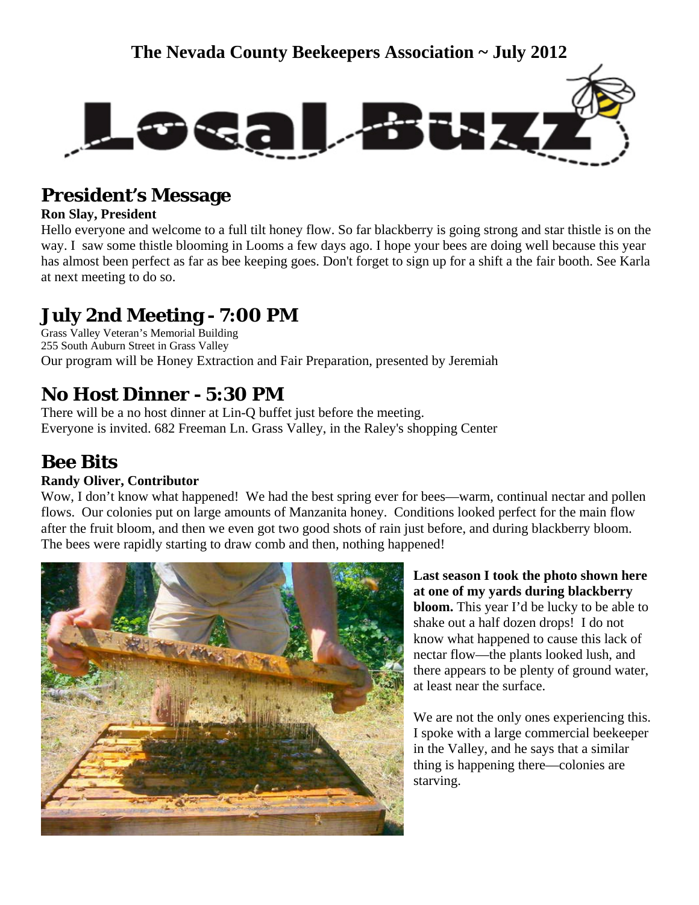# The Nevada County Beekeepers Association ~ July 2012

# Local Buzz

## President's Message

**Ron Slay, President**

Hello everyone and welcome to a full tilt honey flow. So far blackberry is going strong and star thistle is on the way. I saw some thistle blooming in Looms a few days ago. I hope your bees are doing well because this year has almost been perfect as far as bee keeping goes. Don't forget to sign up for a shift a the fair booth. See Karla at next meeting to do so.

## July 2nd Meeting - 7:00 PM

Grass Valley Veteran's Memorial Building
255 South Auburn Street in Grass Valley
Our program will be Honey Extraction and Fair Preparation, presented by Jeremiah

## No Host Dinner - 5:30 PM

There will be a no host dinner at Lin-Q buffet just before the meeting.
Everyone is invited. 682 Freeman Ln. Grass Valley, in the Raley's shopping Center

## Bee Bits

**Randy Oliver, Contributor**

Wow, I don't know what happened! We had the best spring ever for bees—warm, continual nectar and pollen flows. Our colonies put on large amounts of Manzanita honey. Conditions looked perfect for the main flow after the fruit bloom, and then we even got two good shots of rain just before, and during blackberry bloom. The bees were rapidly starting to draw comb and then, nothing happened!

**Last season I took the photo shown here at one of my yards during blackberry bloom.** This year I'd be lucky to be able to shake out a half dozen drops! I do not know what happened to cause this lack of nectar flow—the plants looked lush, and there appears to be plenty of ground water, at least near the surface.

We are not the only ones experiencing this. I spoke with a large commercial beekeeper in the Valley, and he says that a similar thing is happening there—colonies are starving.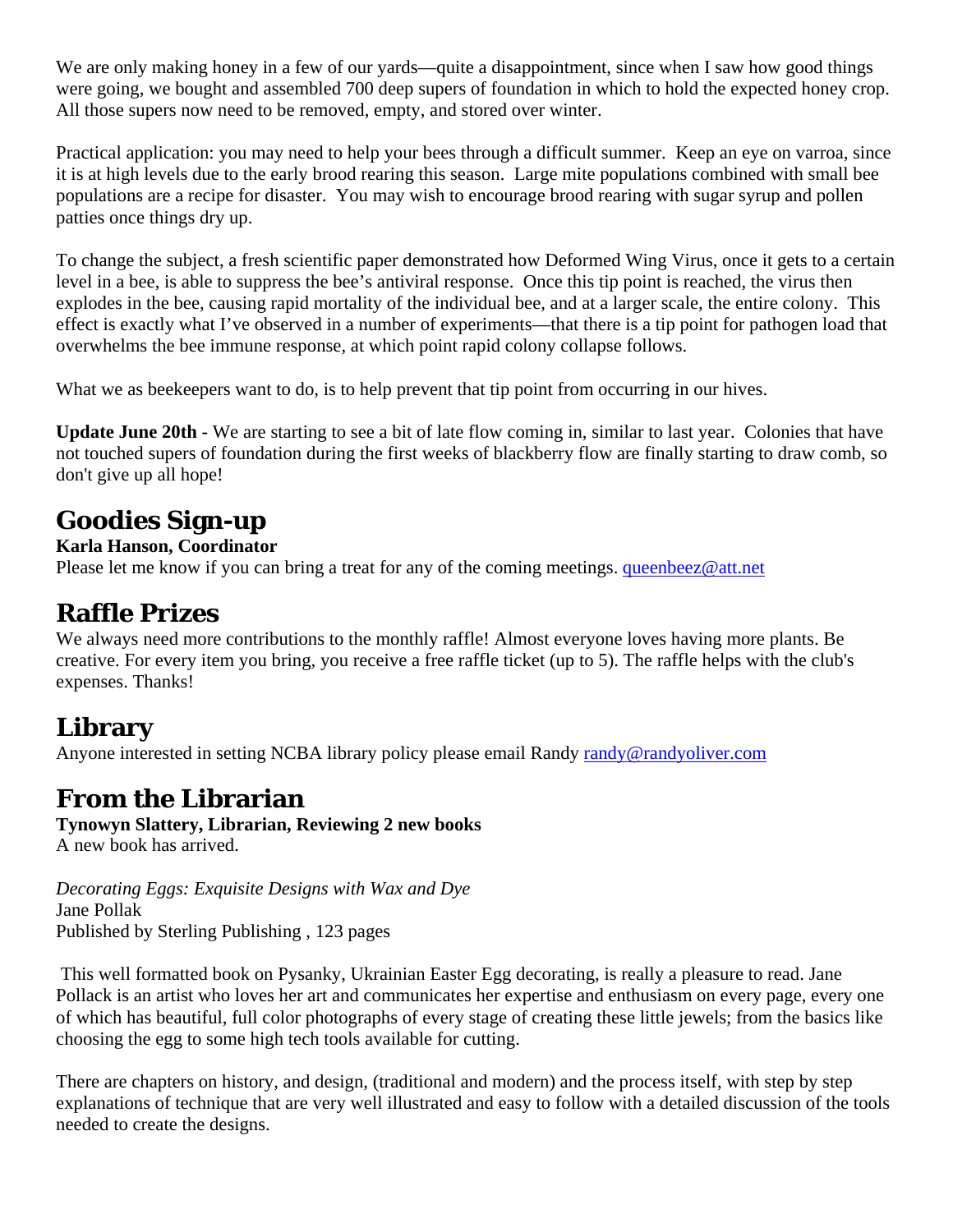We are only making honey in a few of our yards—quite a disappointment, since when I saw how good things were going, we bought and assembled 700 deep supers of foundation in which to hold the expected honey crop. All those supers now need to be removed, empty, and stored over winter.

Practical application: you may need to help your bees through a difficult summer. Keep an eye on varroa, since it is at high levels due to the early brood rearing this season. Large mite populations combined with small bee populations are a recipe for disaster. You may wish to encourage brood rearing with sugar syrup and pollen patties once things dry up.

To change the subject, a fresh scientific paper demonstrated how Deformed Wing Virus, once it gets to a certain level in a bee, is able to suppress the bee's antiviral response. Once this tip point is reached, the virus then explodes in the bee, causing rapid mortality of the individual bee, and at a larger scale, the entire colony. This effect is exactly what I've observed in a number of experiments—that there is a tip point for pathogen load that overwhelms the bee immune response, at which point rapid colony collapse follows.

What we as beekeepers want to do, is to help prevent that tip point from occurring in our hives.

**Update June 20th -** We are starting to see a bit of late flow coming in, similar to last year. Colonies that have not touched supers of foundation during the first weeks of blackberry flow are finally starting to draw comb, so don't give up all hope!

## Goodies Sign-up

**Karla Hanson, Coordinator**

Please let me know if you can bring a treat for any of the coming meetings. queenbeez@att.net

## Raffle Prizes

We always need more contributions to the monthly raffle! Almost everyone loves having more plants. Be creative. For every item you bring, you receive a free raffle ticket (up to 5). The raffle helps with the club's expenses. Thanks!

## Library

Anyone interested in setting NCBA library policy please email Randy randy@randyoliver.com

## From the Librarian

**Tynowyn Slattery, Librarian, Reviewing 2 new books**

A new book has arrived.

*Decorating Eggs: Exquisite Designs with Wax and Dye*
Jane Pollak
Published by Sterling Publishing , 123 pages

This well formatted book on Pysanky, Ukrainian Easter Egg decorating, is really a pleasure to read. Jane Pollack is an artist who loves her art and communicates her expertise and enthusiasm on every page, every one of which has beautiful, full color photographs of every stage of creating these little jewels; from the basics like choosing the egg to some high tech tools available for cutting.

There are chapters on history, and design, (traditional and modern) and the process itself, with step by step explanations of technique that are very well illustrated and easy to follow with a detailed discussion of the tools needed to create the designs.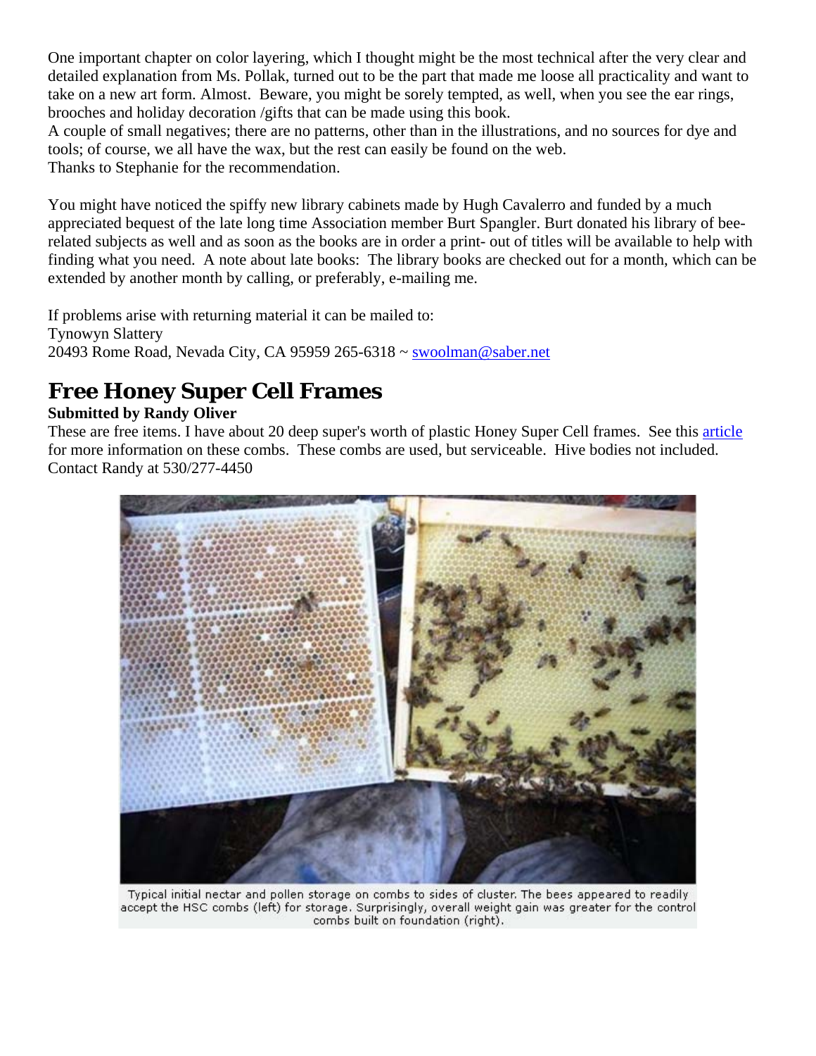One important chapter on color layering, which I thought might be the most technical after the very clear and detailed explanation from Ms. Pollak, turned out to be the part that made me loose all practicality and want to take on a new art form. Almost. Beware, you might be sorely tempted, as well, when you see the ear rings, brooches and holiday decoration /gifts that can be made using this book.
A couple of small negatives; there are no patterns, other than in the illustrations, and no sources for dye and tools; of course, we all have the wax, but the rest can easily be found on the web.
Thanks to Stephanie for the recommendation.

You might have noticed the spiffy new library cabinets made by Hugh Cavalerro and funded by a much appreciated bequest of the late long time Association member Burt Spangler. Burt donated his library of bee-related subjects as well and as soon as the books are in order a print- out of titles will be available to help with finding what you need. A note about late books: The library books are checked out for a month, which can be extended by another month by calling, or preferably, e-mailing me.

If problems arise with returning material it can be mailed to:
Tynowyn Slattery
20493 Rome Road, Nevada City, CA 95959 265-6318 ~ swoolman@saber.net

# Free Honey Super Cell Frames

**Submitted by Randy Oliver**

These are free items. I have about 20 deep super's worth of plastic Honey Super Cell frames. See this article for more information on these combs. These combs are used, but serviceable. Hive bodies not included. Contact Randy at 530/277-4450

Typical initial nectar and pollen storage on combs to sides of cluster. The bees appeared to readily accept the HSC combs (left) for storage. Surprisingly, overall weight gain was greater for the control combs built on foundation (right).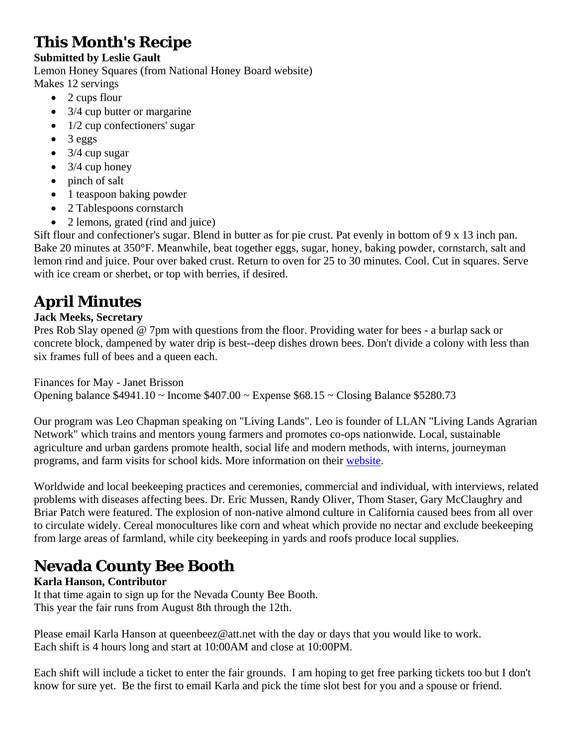## This Month's Recipe

**Submitted by Leslie Gault**

Lemon Honey Squares (from National Honey Board website)
Makes 12 servings

- 2 cups flour
- 3/4 cup butter or margarine
- 1/2 cup confectioners' sugar
- 3 eggs
- 3/4 cup sugar
- 3/4 cup honey
- pinch of salt
- 1 teaspoon baking powder
- 2 Tablespoons cornstarch
- 2 lemons, grated (rind and juice)

Sift flour and confectioner's sugar. Blend in butter as for pie crust. Pat evenly in bottom of 9 x 13 inch pan. Bake 20 minutes at 350°F. Meanwhile, beat together eggs, sugar, honey, baking powder, cornstarch, salt and lemon rind and juice. Pour over baked crust. Return to oven for 25 to 30 minutes. Cool. Cut in squares. Serve with ice cream or sherbet, or top with berries, if desired.

## April Minutes

**Jack Meeks, Secretary**

Pres Rob Slay opened @ 7pm with questions from the floor. Providing water for bees - a burlap sack or concrete block, dampened by water drip is best--deep dishes drown bees. Don't divide a colony with less than six frames full of bees and a queen each.

Finances for May - Janet Brisson
Opening balance $4941.10 ~ Income $407.00 ~ Expense $68.15 ~ Closing Balance $5280.73

Our program was Leo Chapman speaking on "Living Lands". Leo is founder of LLAN "Living Lands Agrarian Network" which trains and mentors young farmers and promotes co-ops nationwide. Local, sustainable agriculture and urban gardens promote health, social life and modern methods, with interns, journeyman programs, and farm visits for school kids. More information on their website.

Worldwide and local beekeeping practices and ceremonies, commercial and individual, with interviews, related problems with diseases affecting bees. Dr. Eric Mussen, Randy Oliver, Thom Staser, Gary McClaughry and Briar Patch were featured. The explosion of non-native almond culture in California caused bees from all over to circulate widely. Cereal monocultures like corn and wheat which provide no nectar and exclude beekeeping from large areas of farmland, while city beekeeping in yards and roofs produce local supplies.

## Nevada County Bee Booth

**Karla Hanson, Contributor**

It that time again to sign up for the Nevada County Bee Booth.
This year the fair runs from August 8th through the 12th.

Please email Karla Hanson at queenbeez@att.net with the day or days that you would like to work.
Each shift is 4 hours long and start at 10:00AM and close at 10:00PM.

Each shift will include a ticket to enter the fair grounds. I am hoping to get free parking tickets too but I don't know for sure yet. Be the first to email Karla and pick the time slot best for you and a spouse or friend.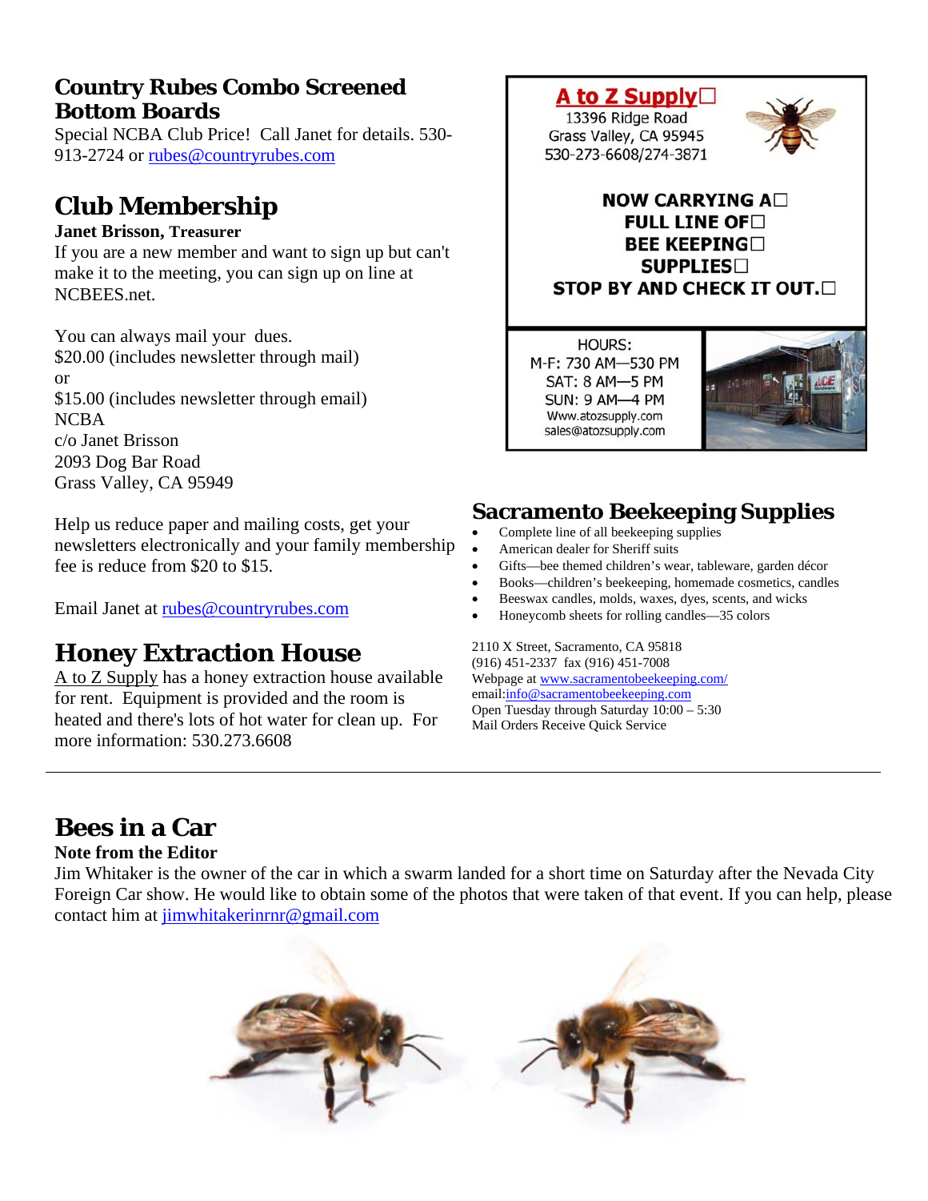## Country Rubes Combo Screened Bottom Boards

Special NCBA Club Price! Call Janet for details. 530-913-2724 or rubes@countryrubes.com

## Club Membership

**Janet Brisson, Treasurer**

If you are a new member and want to sign up but can't make it to the meeting, you can sign up on line at NCBEES.net.

You can always mail your dues.
$20.00 (includes newsletter through mail)
or
$15.00 (includes newsletter through email)
NCBA
c/o Janet Brisson
2093 Dog Bar Road
Grass Valley, CA 95949

Help us reduce paper and mailing costs, get your newsletters electronically and your family membership fee is reduce from $20 to $15.

Email Janet at rubes@countryrubes.com

## Honey Extraction House

A to Z Supply has a honey extraction house available for rent. Equipment is provided and the room is heated and there's lots of hot water for clean up. For more information: 530.273.6608

**A to Z Supply**
13396 Ridge Road
Grass Valley, CA 95945
530-273-6608/274-3871

**NOW CARRYING A FULL LINE OF BEE KEEPING SUPPLIES**
**STOP BY AND CHECK IT OUT.**

HOURS:
M-F: 730 AM—530 PM
SAT: 8 AM—5 PM
SUN: 9 AM—4 PM
Www.atozsupply.com
sales@atozsupply.com

## Sacramento Beekeeping Supplies

- Complete line of all beekeeping supplies
- American dealer for Sheriff suits
- Gifts—bee themed children's wear, tableware, garden décor
- Books—children's beekeeping, homemade cosmetics, candles
- Beeswax candles, molds, waxes, dyes, scents, and wicks
- Honeycomb sheets for rolling candles—35 colors

2110 X Street, Sacramento, CA 95818
(916) 451-2337 fax (916) 451-7008
Webpage at www.sacramentobeekeeping.com/
email:info@sacramentobeekeeping.com
Open Tuesday through Saturday 10:00 – 5:30
Mail Orders Receive Quick Service

---

## Bees in a Car

**Note from the Editor**

Jim Whitaker is the owner of the car in which a swarm landed for a short time on Saturday after the Nevada City Foreign Car show. He would like to obtain some of the photos that were taken of that event. If you can help, please contact him at jimwhitakerinrnr@gmail.com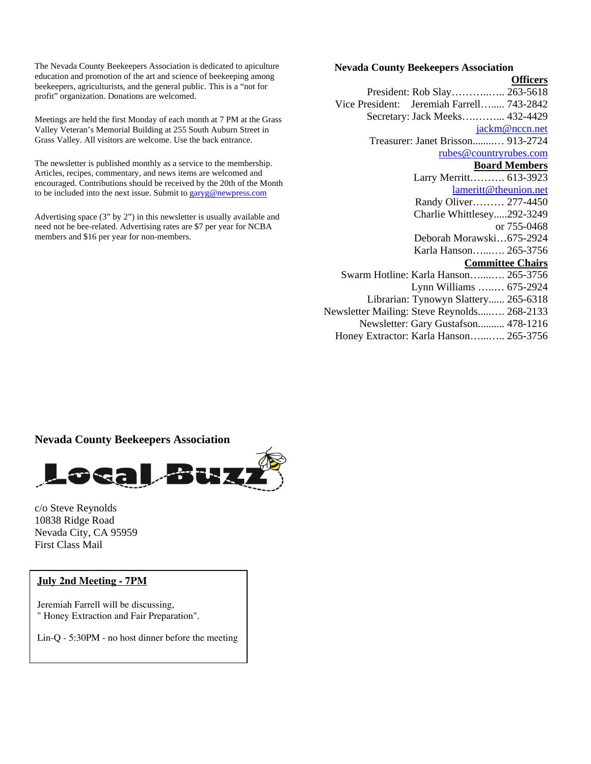The Nevada County Beekeepers Association is dedicated to apiculture education and promotion of the art and science of beekeeping among beekeepers, agriculturists, and the general public. This is a "not for profit" organization. Donations are welcomed.

Meetings are held the first Monday of each month at 7 PM at the Grass Valley Veteran's Memorial Building at 255 South Auburn Street in Grass Valley. All visitors are welcome. Use the back entrance.

The newsletter is published monthly as a service to the membership. Articles, recipes, commentary, and news items are welcomed and encouraged. Contributions should be received by the 20th of the Month to be included into the next issue. Submit to garyg@newpress.com

Advertising space (3" by 2") in this newsletter is usually available and need not be bee-related. Advertising rates are $7 per year for NCBA members and $16 per year for non-members.

**Nevada County Beekeepers Association**

**Officers**

President: Rob Slay……….….. 263-5618
Vice President: Jeremiah Farrell…..... 743-2842
Secretary: Jack Meeks…….….... 432-4429
jackm@nccn.net
Treasurer: Janet Brisson.........… 913-2724
rubes@countryrubes.com

**Board Members**

Larry Merritt………. 613-3923
lameritt@theunion.net
Randy Oliver……… 277-4450
Charlie Whittlesey.....292-3249
or 755-0468
Deborah Morawski…675-2924
Karla Hanson…..…. 265-3756

**Committee Chairs**

Swarm Hotline: Karla Hanson….…… 265-3756
Lynn Williams …..… 675-2924
Librarian: Tynowyn Slattery...... 265-6318
Newsletter Mailing: Steve Reynolds....…. 268-2133
Newsletter: Gary Gustafson.......... 478-1216
Honey Extractor: Karla Hanson…..….. 265-3756

**Nevada County Beekeepers Association**

Local Buzz

c/o Steve Reynolds
10838 Ridge Road
Nevada City, CA 95959
First Class Mail

**July 2nd Meeting - 7PM**

Jeremiah Farrell will be discussing,
" Honey Extraction and Fair Preparation".

Lin-Q - 5:30PM - no host dinner before the meeting